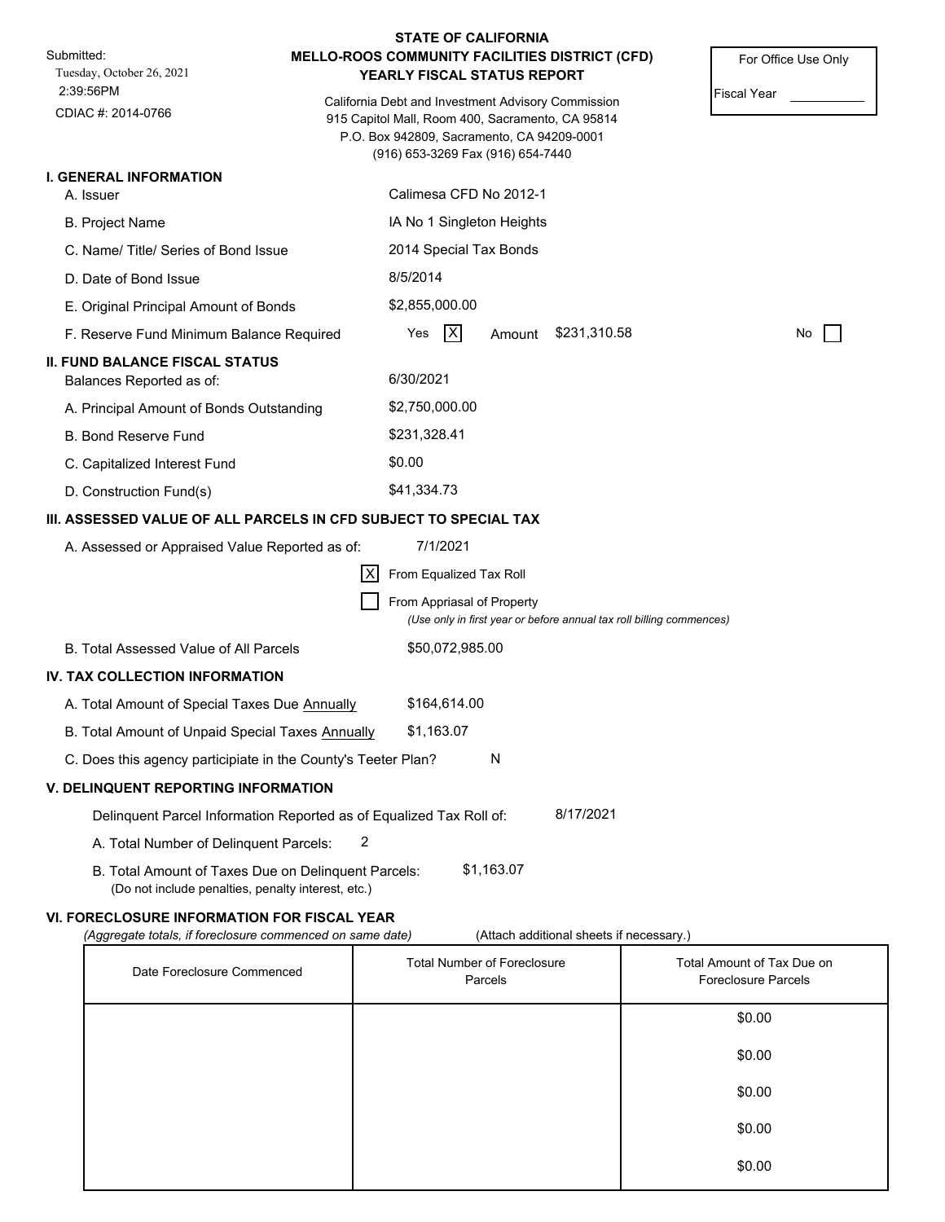Submitted:
Tuesday, October 26, 2021
2:39:56PM
CDIAC #: 2014-0766

# STATE OF CALIFORNIA
## MELLO-ROOS COMMUNITY FACILITIES DISTRICT (CFD)
## YEARLY FISCAL STATUS REPORT

California Debt and Investment Advisory Commission
915 Capitol Mall, Room 400, Sacramento, CA 95814
P.O. Box 942809, Sacramento, CA 94209-0001
(916) 653-3269 Fax (916) 654-7440

For Office Use Only

Fiscal Year ____________

### I. GENERAL INFORMATION

| | |
|---|---|
| A. Issuer | Calimesa CFD No 2012-1 |
| B. Project Name | IA No 1 Singleton Heights |
| C. Name/ Title/ Series of Bond Issue | 2014 Special Tax Bonds |
| D. Date of Bond Issue | 8/5/2014 |
| E. Original Principal Amount of Bonds | $2,855,000.00 |
| F. Reserve Fund Minimum Balance Required | Yes [X] Amount $231,310.58 No [ ] |

### II. FUND BALANCE FISCAL STATUS

| | |
|---|---|
| Balances Reported as of: | 6/30/2021 |
| A. Principal Amount of Bonds Outstanding | $2,750,000.00 |
| B. Bond Reserve Fund | $231,328.41 |
| C. Capitalized Interest Fund | $0.00 |
| D. Construction Fund(s) | $41,334.73 |

### III. ASSESSED VALUE OF ALL PARCELS IN CFD SUBJECT TO SPECIAL TAX

A. Assessed or Appraised Value Reported as of: 7/1/2021

[X] From Equalized Tax Roll

[ ] From Appriasal of Property
*(Use only in first year or before annual tax roll billing commences)*

B. Total Assessed Value of All Parcels $50,072,985.00

### IV. TAX COLLECTION INFORMATION

A. Total Amount of Special Taxes Due Annually $164,614.00

B. Total Amount of Unpaid Special Taxes Annually $1,163.07

C. Does this agency participiate in the County's Teeter Plan? N

### V. DELINQUENT REPORTING INFORMATION

Delinquent Parcel Information Reported as of Equalized Tax Roll of: 8/17/2021

A. Total Number of Delinquent Parcels: 2

B. Total Amount of Taxes Due on Delinquent Parcels: $1,163.07
(Do not include penalties, penalty interest, etc.)

### VI. FORECLOSURE INFORMATION FOR FISCAL YEAR

*(Aggregate totals, if foreclosure commenced on same date)* (Attach additional sheets if necessary.)

| Date Foreclosure Commenced | Total Number of Foreclosure Parcels | Total Amount of Tax Due on Foreclosure Parcels |
|---|---|---|
| | | $0.00 |
| | | $0.00 |
| | | $0.00 |
| | | $0.00 |
| | | $0.00 |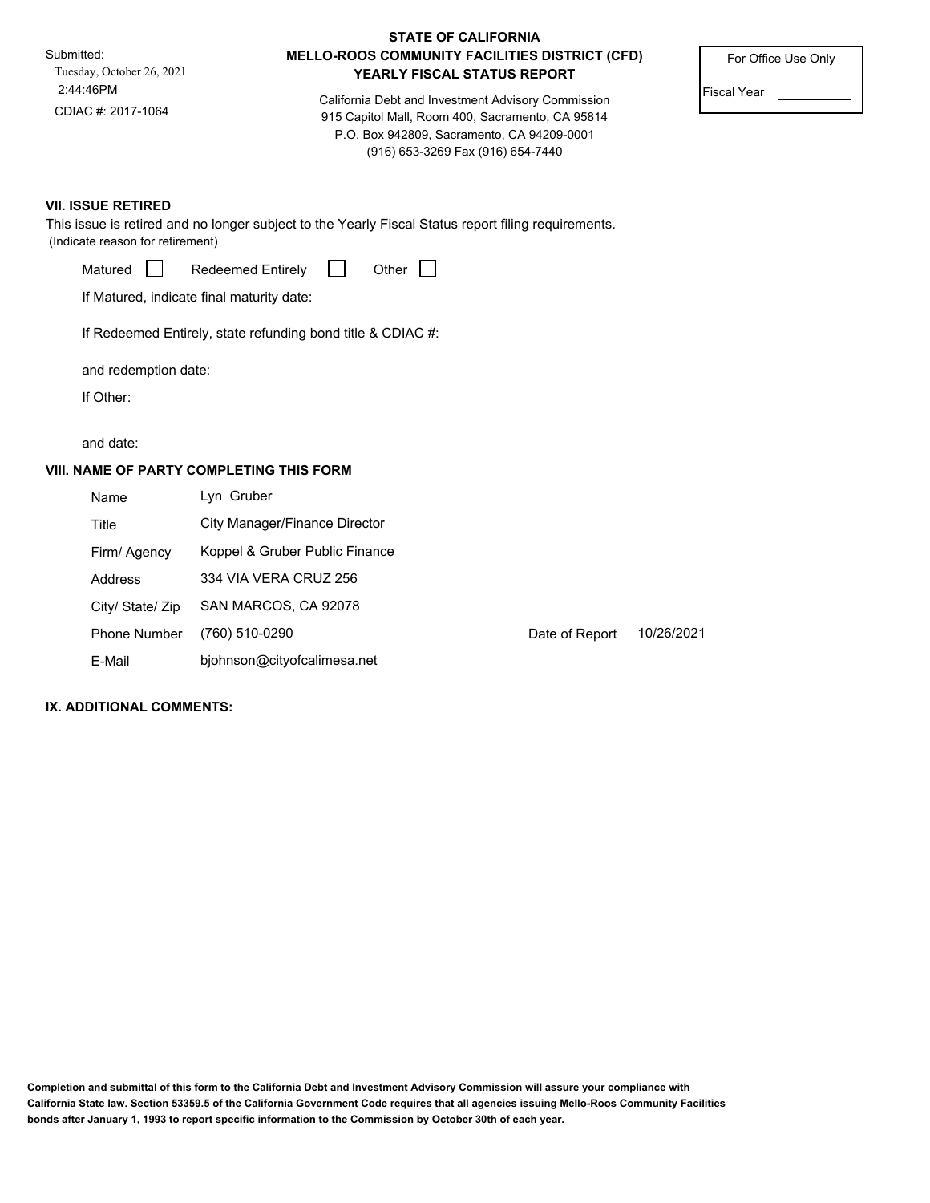Submitted:
Tuesday, October 26, 2021
2:44:46PM
CDIAC #: 2017-1064

**STATE OF CALIFORNIA**
**MELLO-ROOS COMMUNITY FACILITIES DISTRICT (CFD)**
**YEARLY FISCAL STATUS REPORT**

California Debt and Investment Advisory Commission
915 Capitol Mall, Room 400, Sacramento, CA 95814
P.O. Box 942809, Sacramento, CA 94209-0001
(916) 653-3269 Fax (916) 654-7440

| For Office Use Only |
|---|
| Fiscal Year \_\_\_\_\_\_\_\_ |

### VII. ISSUE RETIRED

This issue is retired and no longer subject to the Yearly Fiscal Status report filing requirements.
(Indicate reason for retirement)

Matured ☐ Redeemed Entirely ☐ Other ☐

If Matured, indicate final maturity date:

If Redeemed Entirely, state refunding bond title & CDIAC #:

and redemption date:

If Other:

and date:

### VIII. NAME OF PARTY COMPLETING THIS FORM

| | |
|---|---|
| Name | Lyn Gruber |
| Title | City Manager/Finance Director |
| Firm/ Agency | Koppel & Gruber Public Finance |
| Address | 334 VIA VERA CRUZ 256 |
| City/ State/ Zip | SAN MARCOS, CA 92078 |
| Phone Number | (760) 510-0290 |
| E-Mail | bjohnson@cityofcalimesa.net |

Date of Report 10/26/2021

### IX. ADDITIONAL COMMENTS:

**Completion and submittal of this form to the California Debt and Investment Advisory Commission will assure your compliance with California State law. Section 53359.5 of the California Government Code requires that all agencies issuing Mello-Roos Community Facilities bonds after January 1, 1993 to report specific information to the Commission by October 30th of each year.**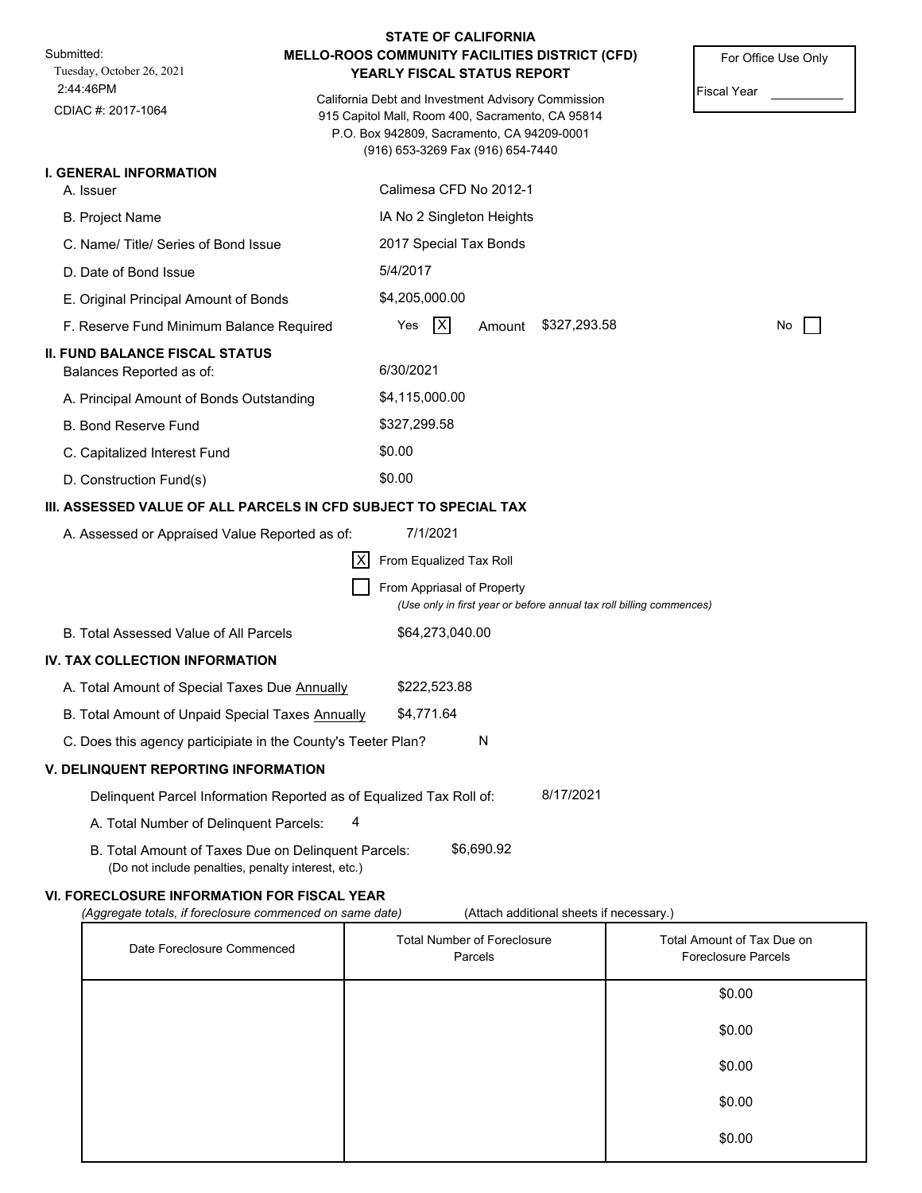Submitted:
Tuesday, October 26, 2021
2:44:46PM
CDIAC #: 2017-1064

# STATE OF CALIFORNIA
# MELLO-ROOS COMMUNITY FACILITIES DISTRICT (CFD)
# YEARLY FISCAL STATUS REPORT

California Debt and Investment Advisory Commission
915 Capitol Mall, Room 400, Sacramento, CA 95814
P.O. Box 942809, Sacramento, CA 94209-0001
(916) 653-3269 Fax (916) 654-7440

For Office Use Only

Fiscal Year __________

## I. GENERAL INFORMATION

A. Issuer: Calimesa CFD No 2012-1

B. Project Name: IA No 2 Singleton Heights

C. Name/ Title/ Series of Bond Issue: 2017 Special Tax Bonds

D. Date of Bond Issue: 5/4/2017

E. Original Principal Amount of Bonds: $4,205,000.00

F. Reserve Fund Minimum Balance Required: Yes [X] Amount $327,293.58 No [ ]

## II. FUND BALANCE FISCAL STATUS

Balances Reported as of: 6/30/2021

A. Principal Amount of Bonds Outstanding: $4,115,000.00

B. Bond Reserve Fund: $327,299.58

C. Capitalized Interest Fund: $0.00

D. Construction Fund(s): $0.00

## III. ASSESSED VALUE OF ALL PARCELS IN CFD SUBJECT TO SPECIAL TAX

A. Assessed or Appraised Value Reported as of: 7/1/2021

[X] From Equalized Tax Roll

[ ] From Appriasal of Property
*(Use only in first year or before annual tax roll billing commences)*

B. Total Assessed Value of All Parcels: $64,273,040.00

## IV. TAX COLLECTION INFORMATION

A. Total Amount of Special Taxes Due Annually: $222,523.88

B. Total Amount of Unpaid Special Taxes Annually: $4,771.64

C. Does this agency participiate in the County's Teeter Plan? N

## V. DELINQUENT REPORTING INFORMATION

Delinquent Parcel Information Reported as of Equalized Tax Roll of: 8/17/2021

A. Total Number of Delinquent Parcels: 4

B. Total Amount of Taxes Due on Delinquent Parcels: $6,690.92
(Do not include penalties, penalty interest, etc.)

## VI. FORECLOSURE INFORMATION FOR FISCAL YEAR

*(Aggregate totals, if foreclosure commenced on same date)* (Attach additional sheets if necessary.)

| Date Foreclosure Commenced | Total Number of Foreclosure Parcels | Total Amount of Tax Due on Foreclosure Parcels |
|---|---|---|
| | | $0.00 |
| | | $0.00 |
| | | $0.00 |
| | | $0.00 |
| | | $0.00 |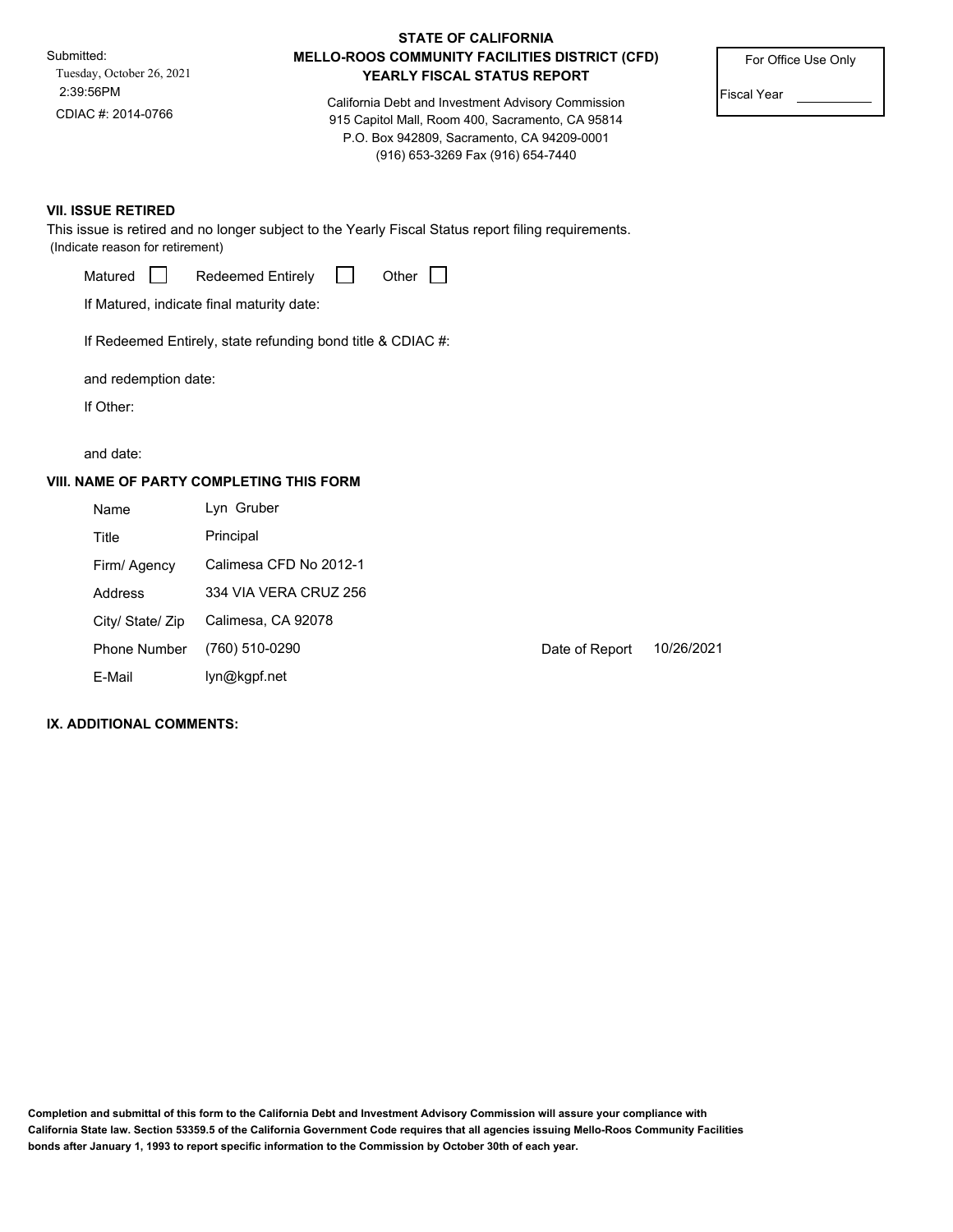Submitted:
Tuesday, October 26, 2021
2:39:56PM
CDIAC #: 2014-0766

**STATE OF CALIFORNIA**
**MELLO-ROOS COMMUNITY FACILITIES DISTRICT (CFD)**
**YEARLY FISCAL STATUS REPORT**

California Debt and Investment Advisory Commission
915 Capitol Mall, Room 400, Sacramento, CA 95814
P.O. Box 942809, Sacramento, CA 94209-0001
(916) 653-3269 Fax (916) 654-7440

For Office Use Only

Fiscal Year ________

### VII. ISSUE RETIRED

This issue is retired and no longer subject to the Yearly Fiscal Status report filing requirements.
(Indicate reason for retirement)

Matured ☐ Redeemed Entirely ☐ Other ☐

If Matured, indicate final maturity date:

If Redeemed Entirely, state refunding bond title & CDIAC #:

and redemption date:

If Other:

and date:

### VIII. NAME OF PARTY COMPLETING THIS FORM

| | |
|---|---|
| Name | Lyn Gruber |
| Title | Principal |
| Firm/ Agency | Calimesa CFD No 2012-1 |
| Address | 334 VIA VERA CRUZ 256 |
| City/ State/ Zip | Calimesa, CA 92078 |
| Phone Number | (760) 510-0290 |
| E-Mail | lyn@kgpf.net |

Date of Report 10/26/2021

### IX. ADDITIONAL COMMENTS:

**Completion and submittal of this form to the California Debt and Investment Advisory Commission will assure your compliance with California State law. Section 53359.5 of the California Government Code requires that all agencies issuing Mello-Roos Community Facilities bonds after January 1, 1993 to report specific information to the Commission by October 30th of each year.**